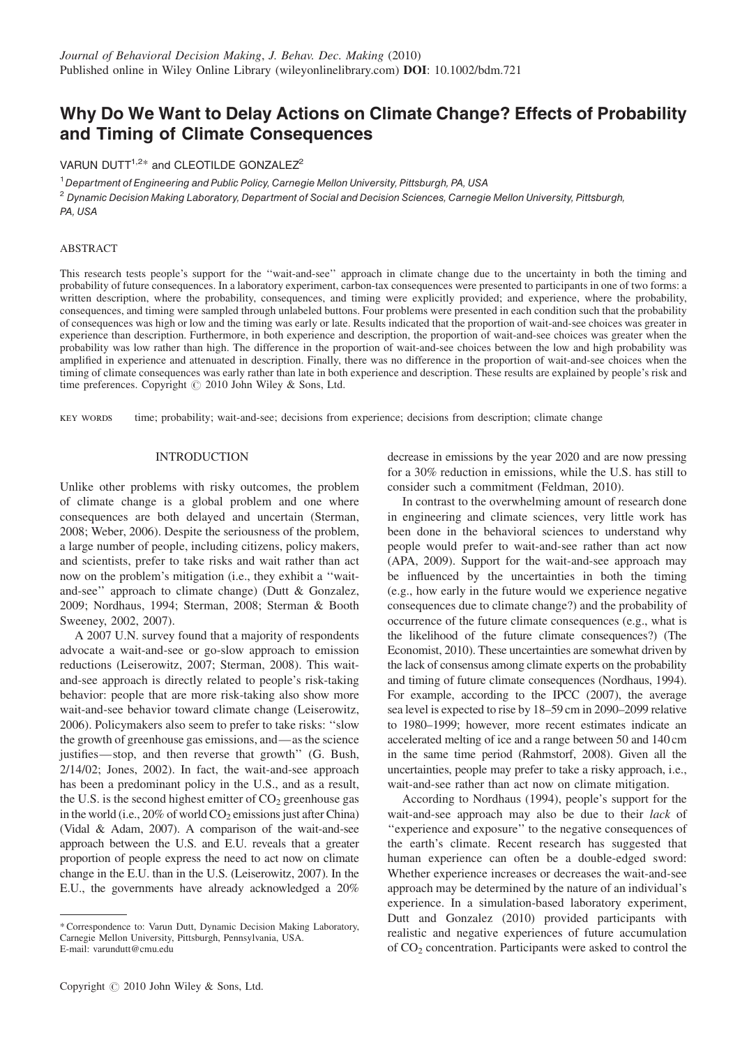*Journal of Behavioral Decision Making*, *J. Behav. Dec. Making* (2010)
Published online in Wiley Online Library (wileyonlinelibrary.com) **DOI**: 10.1002/bdm.721

# Why Do We Want to Delay Actions on Climate Change? Effects of Probability and Timing of Climate Consequences

VARUN DUTT[1,2]* and CLEOTILDE GONZALEZ[2]

[1] *Department of Engineering and Public Policy, Carnegie Mellon University, Pittsburgh, PA, USA*

[2] *Dynamic Decision Making Laboratory, Department of Social and Decision Sciences, Carnegie Mellon University, Pittsburgh, PA, USA*

## ABSTRACT

This research tests people's support for the ''wait-and-see'' approach in climate change due to the uncertainty in both the timing and probability of future consequences. In a laboratory experiment, carbon-tax consequences were presented to participants in one of two forms: a written description, where the probability, consequences, and timing were explicitly provided; and experience, where the probability, consequences, and timing were sampled through unlabeled buttons. Four problems were presented in each condition such that the probability of consequences was high or low and the timing was early or late. Results indicated that the proportion of wait-and-see choices was greater in experience than description. Furthermore, in both experience and description, the proportion of wait-and-see choices was greater when the probability was low rather than high. The difference in the proportion of wait-and-see choices between the low and high probability was amplified in experience and attenuated in description. Finally, there was no difference in the proportion of wait-and-see choices when the timing of climate consequences was early rather than late in both experience and description. These results are explained by people's risk and time preferences. Copyright © 2010 John Wiley & Sons, Ltd.

KEY WORDS time; probability; wait-and-see; decisions from experience; decisions from description; climate change

## INTRODUCTION

Unlike other problems with risky outcomes, the problem of climate change is a global problem and one where consequences are both delayed and uncertain (Sterman, 2008; Weber, 2006). Despite the seriousness of the problem, a large number of people, including citizens, policy makers, and scientists, prefer to take risks and wait rather than act now on the problem's mitigation (i.e., they exhibit a ''wait-and-see'' approach to climate change) (Dutt & Gonzalez, 2009; Nordhaus, 1994; Sterman, 2008; Sterman & Booth Sweeney, 2002, 2007).

A 2007 U.N. survey found that a majority of respondents advocate a wait-and-see or go-slow approach to emission reductions (Leiserowitz, 2007; Sterman, 2008). This wait-and-see approach is directly related to people's risk-taking behavior: people that are more risk-taking also show more wait-and-see behavior toward climate change (Leiserowitz, 2006). Policymakers also seem to prefer to take risks: ''slow the growth of greenhouse gas emissions, and—as the science justifies—stop, and then reverse that growth'' (G. Bush, 2/14/02; Jones, 2002). In fact, the wait-and-see approach has been a predominant policy in the U.S., and as a result, the U.S. is the second highest emitter of $CO_2$ greenhouse gas in the world (i.e., 20% of world $CO_2$ emissions just after China) (Vidal & Adam, 2007). A comparison of the wait-and-see approach between the U.S. and E.U. reveals that a greater proportion of people express the need to act now on climate change in the E.U. than in the U.S. (Leiserowitz, 2007). In the E.U., the governments have already acknowledged a 20% decrease in emissions by the year 2020 and are now pressing for a 30% reduction in emissions, while the U.S. has still to consider such a commitment (Feldman, 2010).

In contrast to the overwhelming amount of research done in engineering and climate sciences, very little work has been done in the behavioral sciences to understand why people would prefer to wait-and-see rather than act now (APA, 2009). Support for the wait-and-see approach may be influenced by the uncertainties in both the timing (e.g., how early in the future would we experience negative consequences due to climate change?) and the probability of occurrence of the future climate consequences (e.g., what is the likelihood of the future climate consequences?) (The Economist, 2010). These uncertainties are somewhat driven by the lack of consensus among climate experts on the probability and timing of future climate consequences (Nordhaus, 1994). For example, according to the IPCC (2007), the average sea level is expected to rise by 18–59 cm in 2090–2099 relative to 1980–1999; however, more recent estimates indicate an accelerated melting of ice and a range between 50 and 140 cm in the same time period (Rahmstorf, 2008). Given all the uncertainties, people may prefer to take a risky approach, i.e., wait-and-see rather than act now on climate mitigation.

According to Nordhaus (1994), people's support for the wait-and-see approach may also be due to their *lack* of ''experience and exposure'' to the negative consequences of the earth's climate. Recent research has suggested that human experience can often be a double-edged sword: Whether experience increases or decreases the wait-and-see approach may be determined by the nature of an individual's experience. In a simulation-based laboratory experiment, Dutt and Gonzalez (2010) provided participants with realistic and negative experiences of future accumulation of $CO_2$ concentration. Participants were asked to control the

---

\* Correspondence to: Varun Dutt, Dynamic Decision Making Laboratory, Carnegie Mellon University, Pittsburgh, Pennsylvania, USA.
E-mail: varundutt@cmu.edu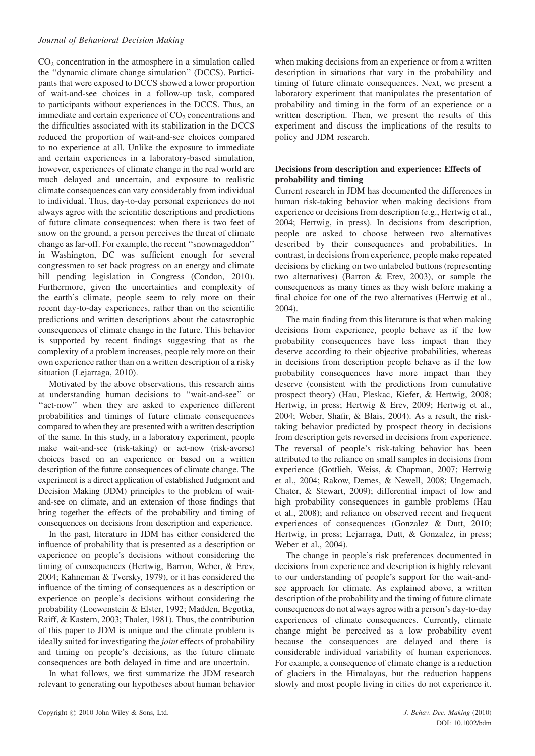$CO_2$ concentration in the atmosphere in a simulation called the "dynamic climate change simulation" (DCCS). Participants that were exposed to DCCS showed a lower proportion of wait-and-see choices in a follow-up task, compared to participants without experiences in the DCCS. Thus, an immediate and certain experience of $CO_2$ concentrations and the difficulties associated with its stabilization in the DCCS reduced the proportion of wait-and-see choices compared to no experience at all. Unlike the exposure to immediate and certain experiences in a laboratory-based simulation, however, experiences of climate change in the real world are much delayed and uncertain, and exposure to realistic climate consequences can vary considerably from individual to individual. Thus, day-to-day personal experiences do not always agree with the scientific descriptions and predictions of future climate consequences: when there is two feet of snow on the ground, a person perceives the threat of climate change as far-off. For example, the recent "snowmageddon" in Washington, DC was sufficient enough for several congressmen to set back progress on an energy and climate bill pending legislation in Congress (Condon, 2010). Furthermore, given the uncertainties and complexity of the earth's climate, people seem to rely more on their recent day-to-day experiences, rather than on the scientific predictions and written descriptions about the catastrophic consequences of climate change in the future. This behavior is supported by recent findings suggesting that as the complexity of a problem increases, people rely more on their own experience rather than on a written description of a risky situation (Lejarraga, 2010).

Motivated by the above observations, this research aims at understanding human decisions to "wait-and-see" or "act-now" when they are asked to experience different probabilities and timings of future climate consequences compared to when they are presented with a written description of the same. In this study, in a laboratory experiment, people make wait-and-see (risk-taking) or act-now (risk-averse) choices based on an experience or based on a written description of the future consequences of climate change. The experiment is a direct application of established Judgment and Decision Making (JDM) principles to the problem of wait-and-see on climate, and an extension of those findings that bring together the effects of the probability and timing of consequences on decisions from description and experience.

In the past, literature in JDM has either considered the influence of probability that is presented as a description or experience on people's decisions without considering the timing of consequences (Hertwig, Barron, Weber, & Erev, 2004; Kahneman & Tversky, 1979), or it has considered the influence of the timing of consequences as a description or experience on people's decisions without considering the probability (Loewenstein & Elster, 1992; Madden, Begotka, Raiff, & Kastern, 2003; Thaler, 1981). Thus, the contribution of this paper to JDM is unique and the climate problem is ideally suited for investigating the *joint* effects of probability and timing on people's decisions, as the future climate consequences are both delayed in time and are uncertain.

In what follows, we first summarize the JDM research relevant to generating our hypotheses about human behavior when making decisions from an experience or from a written description in situations that vary in the probability and timing of future climate consequences. Next, we present a laboratory experiment that manipulates the presentation of probability and timing in the form of an experience or a written description. Then, we present the results of this experiment and discuss the implications of the results to policy and JDM research.

### Decisions from description and experience: Effects of probability and timing

Current research in JDM has documented the differences in human risk-taking behavior when making decisions from experience or decisions from description (e.g., Hertwig et al., 2004; Hertwig, in press). In decisions from description, people are asked to choose between two alternatives described by their consequences and probabilities. In contrast, in decisions from experience, people make repeated decisions by clicking on two unlabeled buttons (representing two alternatives) (Barron & Erev, 2003), or sample the consequences as many times as they wish before making a final choice for one of the two alternatives (Hertwig et al., 2004).

The main finding from this literature is that when making decisions from experience, people behave as if the low probability consequences have less impact than they deserve according to their objective probabilities, whereas in decisions from description people behave as if the low probability consequences have more impact than they deserve (consistent with the predictions from cumulative prospect theory) (Hau, Pleskac, Kiefer, & Hertwig, 2008; Hertwig, in press; Hertwig & Erev, 2009; Hertwig et al., 2004; Weber, Shafir, & Blais, 2004). As a result, the risk-taking behavior predicted by prospect theory in decisions from description gets reversed in decisions from experience. The reversal of people's risk-taking behavior has been attributed to the reliance on small samples in decisions from experience (Gottlieb, Weiss, & Chapman, 2007; Hertwig et al., 2004; Rakow, Demes, & Newell, 2008; Ungemach, Chater, & Stewart, 2009); differential impact of low and high probability consequences in gamble problems (Hau et al., 2008); and reliance on observed recent and frequent experiences of consequences (Gonzalez & Dutt, 2010; Hertwig, in press; Lejarraga, Dutt, & Gonzalez, in press; Weber et al., 2004).

The change in people's risk preferences documented in decisions from experience and description is highly relevant to our understanding of people's support for the wait-and-see approach for climate. As explained above, a written description of the probability and the timing of future climate consequences do not always agree with a person's day-to-day experiences of climate consequences. Currently, climate change might be perceived as a low probability event because the consequences are delayed and there is considerable individual variability of human experiences. For example, a consequence of climate change is a reduction of glaciers in the Himalayas, but the reduction happens slowly and most people living in cities do not experience it.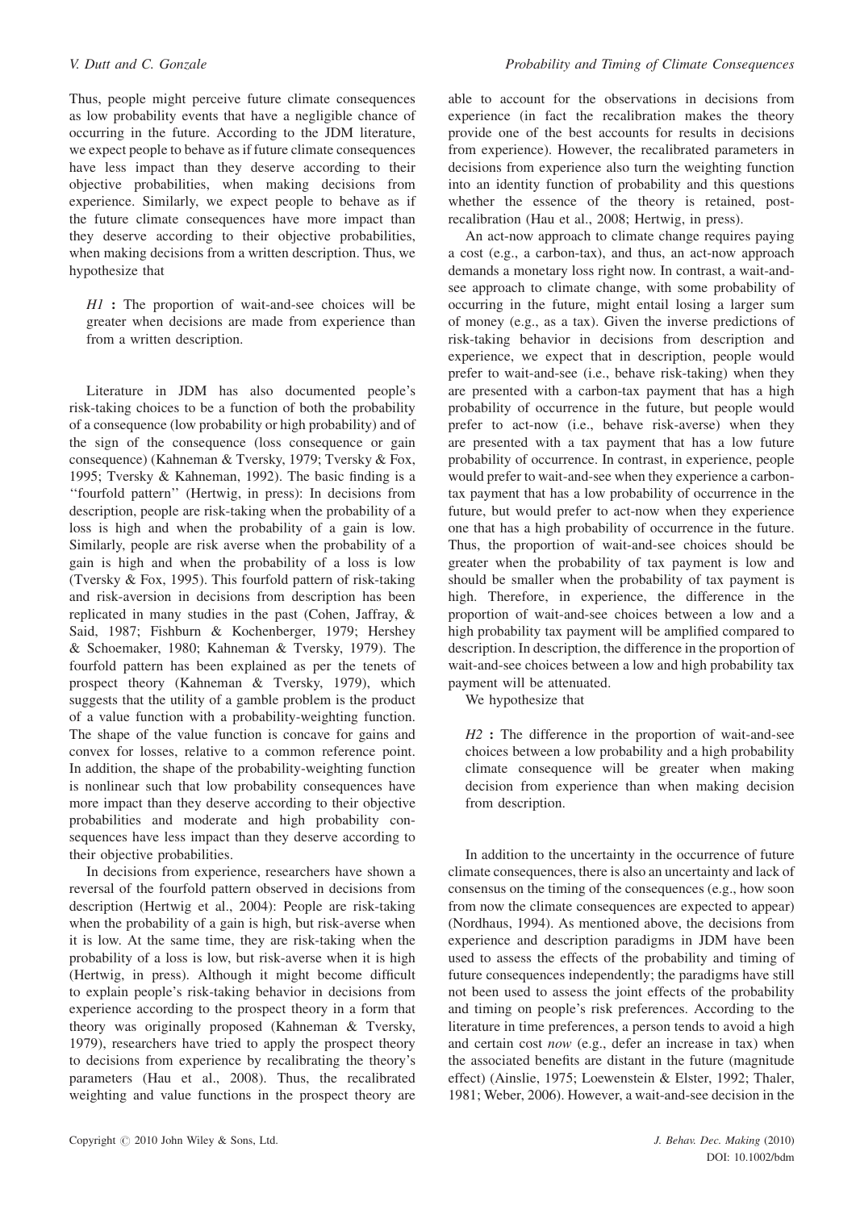Thus, people might perceive future climate consequences as low probability events that have a negligible chance of occurring in the future. According to the JDM literature, we expect people to behave as if future climate consequences have less impact than they deserve according to their objective probabilities, when making decisions from experience. Similarly, we expect people to behave as if the future climate consequences have more impact than they deserve according to their objective probabilities, when making decisions from a written description. Thus, we hypothesize that

> *H1* **:** The proportion of wait-and-see choices will be greater when decisions are made from experience than from a written description.

Literature in JDM has also documented people's risk-taking choices to be a function of both the probability of a consequence (low probability or high probability) and of the sign of the consequence (loss consequence or gain consequence) (Kahneman & Tversky, 1979; Tversky & Fox, 1995; Tversky & Kahneman, 1992). The basic finding is a "fourfold pattern" (Hertwig, in press): In decisions from description, people are risk-taking when the probability of a loss is high and when the probability of a gain is low. Similarly, people are risk averse when the probability of a gain is high and when the probability of a loss is low (Tversky & Fox, 1995). This fourfold pattern of risk-taking and risk-aversion in decisions from description has been replicated in many studies in the past (Cohen, Jaffray, & Said, 1987; Fishburn & Kochenberger, 1979; Hershey & Schoemaker, 1980; Kahneman & Tversky, 1979). The fourfold pattern has been explained as per the tenets of prospect theory (Kahneman & Tversky, 1979), which suggests that the utility of a gamble problem is the product of a value function with a probability-weighting function. The shape of the value function is concave for gains and convex for losses, relative to a common reference point. In addition, the shape of the probability-weighting function is nonlinear such that low probability consequences have more impact than they deserve according to their objective probabilities and moderate and high probability consequences have less impact than they deserve according to their objective probabilities.

In decisions from experience, researchers have shown a reversal of the fourfold pattern observed in decisions from description (Hertwig et al., 2004): People are risk-taking when the probability of a gain is high, but risk-averse when it is low. At the same time, they are risk-taking when the probability of a loss is low, but risk-averse when it is high (Hertwig, in press). Although it might become difficult to explain people's risk-taking behavior in decisions from experience according to the prospect theory in a form that theory was originally proposed (Kahneman & Tversky, 1979), researchers have tried to apply the prospect theory to decisions from experience by recalibrating the theory's parameters (Hau et al., 2008). Thus, the recalibrated weighting and value functions in the prospect theory are able to account for the observations in decisions from experience (in fact the recalibration makes the theory provide one of the best accounts for results in decisions from experience). However, the recalibrated parameters in decisions from experience also turn the weighting function into an identity function of probability and this questions whether the essence of the theory is retained, post-recalibration (Hau et al., 2008; Hertwig, in press).

An act-now approach to climate change requires paying a cost (e.g., a carbon-tax), and thus, an act-now approach demands a monetary loss right now. In contrast, a wait-and-see approach to climate change, with some probability of occurring in the future, might entail losing a larger sum of money (e.g., as a tax). Given the inverse predictions of risk-taking behavior in decisions from description and experience, we expect that in description, people would prefer to wait-and-see (i.e., behave risk-taking) when they are presented with a carbon-tax payment that has a high probability of occurrence in the future, but people would prefer to act-now (i.e., behave risk-averse) when they are presented with a tax payment that has a low future probability of occurrence. In contrast, in experience, people would prefer to wait-and-see when they experience a carbon-tax payment that has a low probability of occurrence in the future, but would prefer to act-now when they experience one that has a high probability of occurrence in the future. Thus, the proportion of wait-and-see choices should be greater when the probability of tax payment is low and should be smaller when the probability of tax payment is high. Therefore, in experience, the difference in the proportion of wait-and-see choices between a low and a high probability tax payment will be amplified compared to description. In description, the difference in the proportion of wait-and-see choices between a low and high probability tax payment will be attenuated.

We hypothesize that

> *H2* **:** The difference in the proportion of wait-and-see choices between a low probability and a high probability climate consequence will be greater when making decision from experience than when making decision from description.

In addition to the uncertainty in the occurrence of future climate consequences, there is also an uncertainty and lack of consensus on the timing of the consequences (e.g., how soon from now the climate consequences are expected to appear) (Nordhaus, 1994). As mentioned above, the decisions from experience and description paradigms in JDM have been used to assess the effects of the probability and timing of future consequences independently; the paradigms have still not been used to assess the joint effects of the probability and timing on people's risk preferences. According to the literature in time preferences, a person tends to avoid a high and certain cost *now* (e.g., defer an increase in tax) when the associated benefits are distant in the future (magnitude effect) (Ainslie, 1975; Loewenstein & Elster, 1992; Thaler, 1981; Weber, 2006). However, a wait-and-see decision in the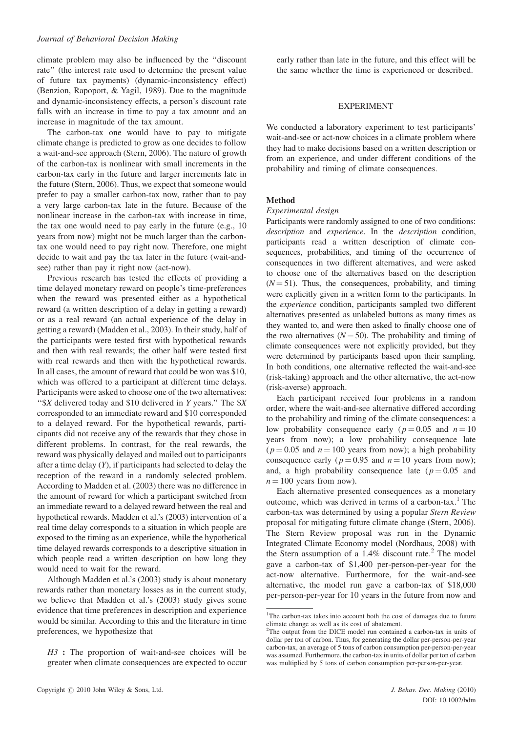climate problem may also be influenced by the "discount rate" (the interest rate used to determine the present value of future tax payments) (dynamic-inconsistency effect) (Benzion, Rapoport, & Yagil, 1989). Due to the magnitude and dynamic-inconsistency effects, a person's discount rate falls with an increase in time to pay a tax amount and an increase in magnitude of the tax amount.

The carbon-tax one would have to pay to mitigate climate change is predicted to grow as one decides to follow a wait-and-see approach (Stern, 2006). The nature of growth of the carbon-tax is nonlinear with small increments in the carbon-tax early in the future and larger increments late in the future (Stern, 2006). Thus, we expect that someone would prefer to pay a smaller carbon-tax now, rather than to pay a very large carbon-tax late in the future. Because of the nonlinear increase in the carbon-tax with increase in time, the tax one would need to pay early in the future (e.g., 10 years from now) might not be much larger than the carbon-tax one would need to pay right now. Therefore, one might decide to wait and pay the tax later in the future (wait-and-see) rather than pay it right now (act-now).

Previous research has tested the effects of providing a time delayed monetary reward on people's time-preferences when the reward was presented either as a hypothetical reward (a written description of a delay in getting a reward) or as a real reward (an actual experience of the delay in getting a reward) (Madden et al., 2003). In their study, half of the participants were tested first with hypothetical rewards and then with real rewards; the other half were tested first with real rewards and then with the hypothetical rewards. In all cases, the amount of reward that could be won was \$10, which was offered to a participant at different time delays. Participants were asked to choose one of the two alternatives: "\$X delivered today and \$10 delivered in Y years." The \$X corresponded to an immediate reward and \$10 corresponded to a delayed reward. For the hypothetical rewards, participants did not receive any of the rewards that they chose in different problems. In contrast, for the real rewards, the reward was physically delayed and mailed out to participants after a time delay (*Y*), if participants had selected to delay the reception of the reward in a randomly selected problem. According to Madden et al. (2003) there was no difference in the amount of reward for which a participant switched from an immediate reward to a delayed reward between the real and hypothetical rewards. Madden et al.'s (2003) intervention of a real time delay corresponds to a situation in which people are exposed to the timing as an experience, while the hypothetical time delayed rewards corresponds to a descriptive situation in which people read a written description on how long they would need to wait for the reward.

Although Madden et al.'s (2003) study is about monetary rewards rather than monetary losses as in the current study, we believe that Madden et al.'s (2003) study gives some evidence that time preferences in description and experience would be similar. According to this and the literature in time preferences, we hypothesize that

> *H3* **:** The proportion of wait-and-see choices will be greater when climate consequences are expected to occur early rather than late in the future, and this effect will be the same whether the time is experienced or described.

## EXPERIMENT

We conducted a laboratory experiment to test participants' wait-and-see or act-now choices in a climate problem where they had to make decisions based on a written description or from an experience, and under different conditions of the probability and timing of climate consequences.

### Method

#### *Experimental design*

Participants were randomly assigned to one of two conditions: *description* and *experience*. In the *description* condition, participants read a written description of climate consequences, probabilities, and timing of the occurrence of consequences in two different alternatives, and were asked to choose one of the alternatives based on the description ($N = 51$). Thus, the consequences, probability, and timing were explicitly given in a written form to the participants. In the *experience* condition, participants sampled two different alternatives presented as unlabeled buttons as many times as they wanted to, and were then asked to finally choose one of the two alternatives ($N = 50$). The probability and timing of climate consequences were not explicitly provided, but they were determined by participants based upon their sampling. In both conditions, one alternative reflected the wait-and-see (risk-taking) approach and the other alternative, the act-now (risk-averse) approach.

Each participant received four problems in a random order, where the wait-and-see alternative differed according to the probability and timing of the climate consequences: a low probability consequence early ($p = 0.05$ and $n = 10$ years from now); a low probability consequence late ($p = 0.05$ and $n = 100$ years from now); a high probability consequence early ($p = 0.95$ and $n = 10$ years from now); and, a high probability consequence late ($p = 0.05$ and $n = 100$ years from now).

Each alternative presented consequences as a monetary outcome, which was derived in terms of a carbon-tax.[1] The carbon-tax was determined by using a popular *Stern Review* proposal for mitigating future climate change (Stern, 2006). The Stern Review proposal was run in the Dynamic Integrated Climate Economy model (Nordhaus, 2008) with the Stern assumption of a 1.4% discount rate.[2] The model gave a carbon-tax of \$1,400 per-person-per-year for the act-now alternative. Furthermore, for the wait-and-see alternative, the model run gave a carbon-tax of \$18,000 per-person-per-year for 10 years in the future from now and

[1]The carbon-tax takes into account both the cost of damages due to future climate change as well as its cost of abatement.

[2]The output from the DICE model run contained a carbon-tax in units of dollar per ton of carbon. Thus, for generating the dollar per-person-per-year carbon-tax, an average of 5 tons of carbon consumption per-person-per-year was assumed. Furthermore, the carbon-tax in units of dollar per ton of carbon was multiplied by 5 tons of carbon consumption per-person-per-year.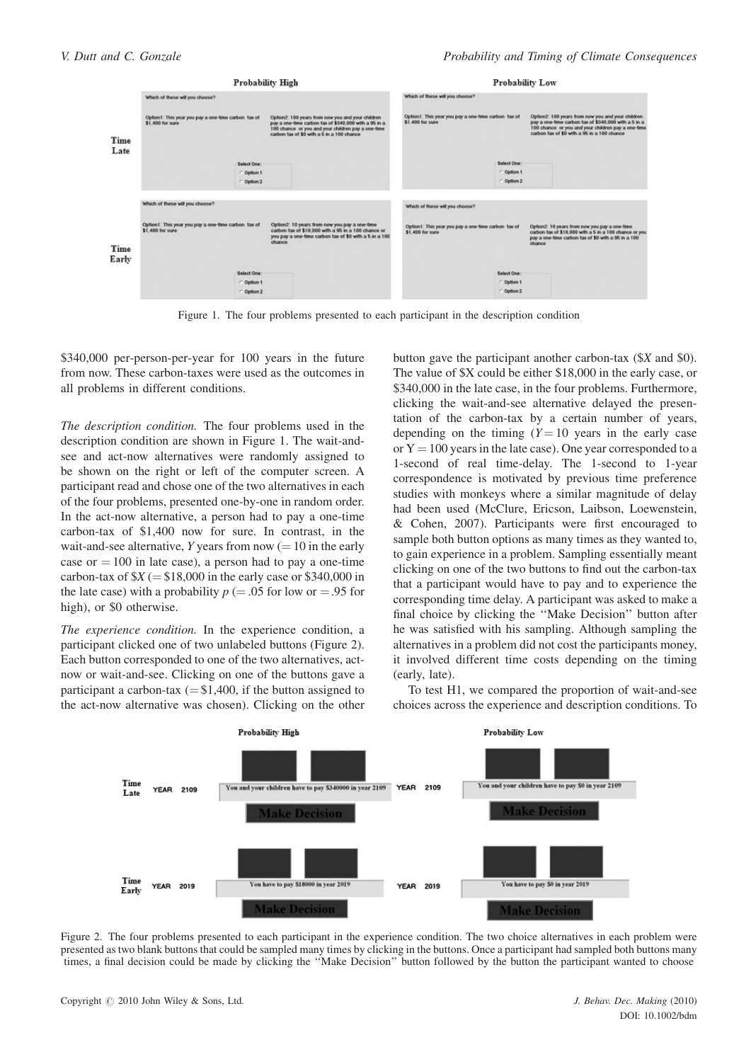Figure 1. The four problems presented to each participant in the description condition

$340,000 per-person-per-year for 100 years in the future from now. These carbon-taxes were used as the outcomes in all problems in different conditions.

*The description condition.* The four problems used in the description condition are shown in Figure 1. The wait-and-see and act-now alternatives were randomly assigned to be shown on the right or left of the computer screen. A participant read and chose one of the two alternatives in each of the four problems, presented one-by-one in random order. In the act-now alternative, a person had to pay a one-time carbon-tax of $1,400 now for sure. In contrast, in the wait-and-see alternative, $Y$ years from now (= 10 in the early case or = 100 in late case), a person had to pay a one-time carbon-tax of $X (= $18,000 in the early case or $340,000 in the late case) with a probability $p$ (= .05 for low or = .95 for high), or $0 otherwise.

*The experience condition.* In the experience condition, a participant clicked one of two unlabeled buttons (Figure 2). Each button corresponded to one of the two alternatives, act-now or wait-and-see. Clicking on one of the buttons gave a participant a carbon-tax (= $1,400, if the button assigned to the act-now alternative was chosen). Clicking on the other button gave the participant another carbon-tax ($X and $0). The value of $X could be either $18,000 in the early case, or $340,000 in the late case, in the four problems. Furthermore, clicking the wait-and-see alternative delayed the presentation of the carbon-tax by a certain number of years, depending on the timing ($Y = 10$ years in the early case or $Y = 100$ years in the late case). One year corresponded to a 1-second of real time-delay. The 1-second to 1-year correspondence is motivated by previous time preference studies with monkeys where a similar magnitude of delay had been used (McClure, Ericson, Laibson, Loewenstein, & Cohen, 2007). Participants were first encouraged to sample both button options as many times as they wanted to, to gain experience in a problem. Sampling essentially meant clicking on one of the two buttons to find out the carbon-tax that a participant would have to pay and to experience the corresponding time delay. A participant was asked to make a final choice by clicking the "Make Decision" button after he was satisfied with his sampling. Although sampling the alternatives in a problem did not cost the participants money, it involved different time costs depending on the timing (early, late).

To test H1, we compared the proportion of wait-and-see choices across the experience and description conditions. To

Figure 2. The four problems presented to each participant in the experience condition. The two choice alternatives in each problem were presented as two blank buttons that could be sampled many times by clicking in the buttons. Once a participant had sampled both buttons many times, a final decision could be made by clicking the "Make Decision" button followed by the button the participant wanted to choose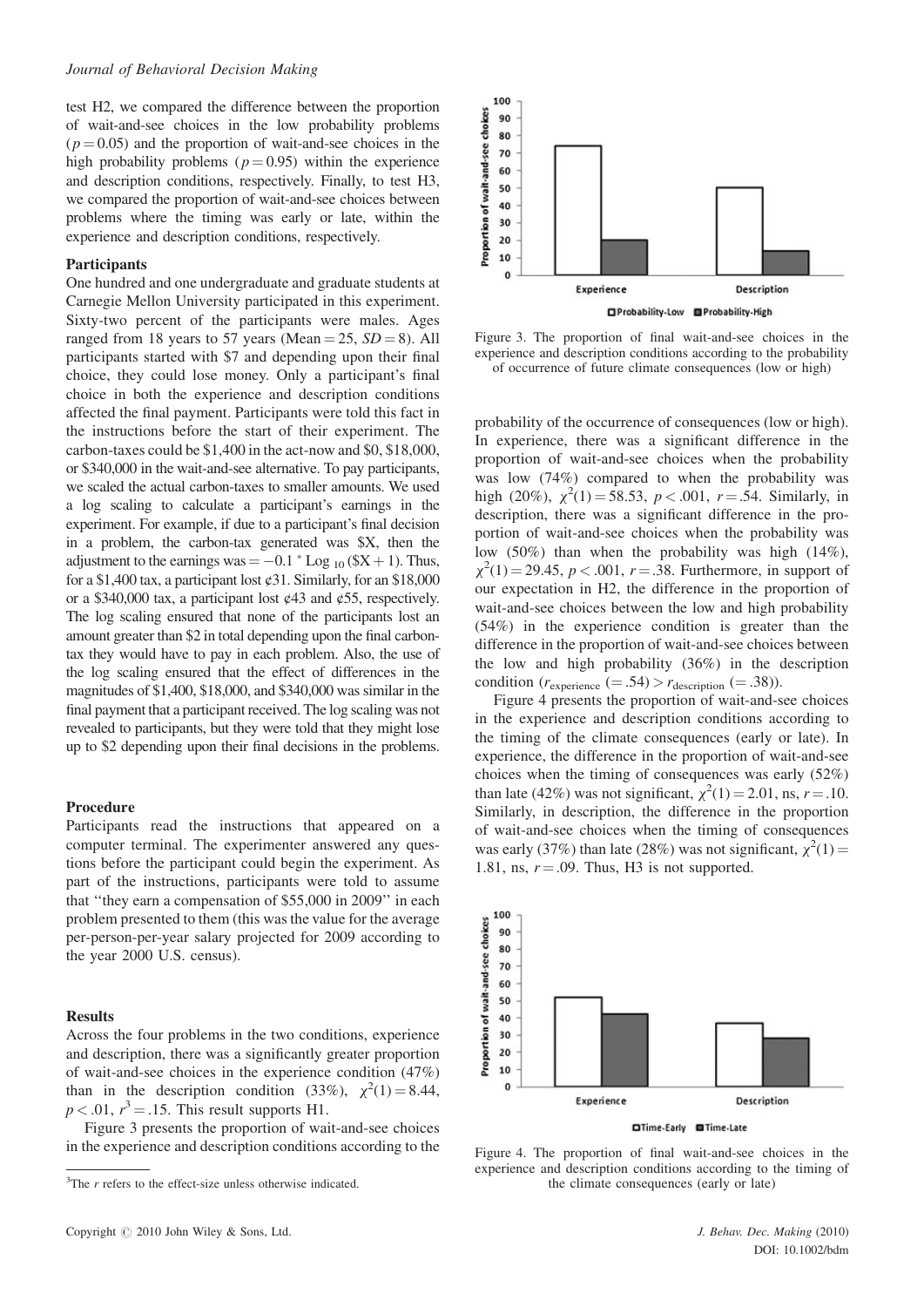test H2, we compared the difference between the proportion of wait-and-see choices in the low probability problems ($p = 0.05$) and the proportion of wait-and-see choices in the high probability problems ($p = 0.95$) within the experience and description conditions, respectively. Finally, to test H3, we compared the proportion of wait-and-see choices between problems where the timing was early or late, within the experience and description conditions, respectively.

### Participants

One hundred and one undergraduate and graduate students at Carnegie Mellon University participated in this experiment. Sixty-two percent of the participants were males. Ages ranged from 18 years to 57 years (Mean = 25, $SD = 8$). All participants started with $7 and depending upon their final choice, they could lose money. Only a participant's final choice in both the experience and description conditions affected the final payment. Participants were told this fact in the instructions before the start of their experiment. The carbon-taxes could be $1,400 in the act-now and $0, $18,000, or $340,000 in the wait-and-see alternative. To pay participants, we scaled the actual carbon-taxes to smaller amounts. We used a log scaling to calculate a participant's earnings in the experiment. For example, if due to a participant's final decision in a problem, the carbon-tax generated was $X, then the adjustment to the earnings was $= -0.1 * \text{Log}_{10}(\$X + 1)$. Thus, for a $1,400 tax, a participant lost ¢31. Similarly, for an $18,000 or a $340,000 tax, a participant lost ¢43 and ¢55, respectively. The log scaling ensured that none of the participants lost an amount greater than $2 in total depending upon the final carbon-tax they would have to pay in each problem. Also, the use of the log scaling ensured that the effect of differences in the magnitudes of $1,400, $18,000, and $340,000 was similar in the final payment that a participant received. The log scaling was not revealed to participants, but they were told that they might lose up to $2 depending upon their final decisions in the problems.

### Procedure

Participants read the instructions that appeared on a computer terminal. The experimenter answered any questions before the participant could begin the experiment. As part of the instructions, participants were told to assume that "they earn a compensation of $55,000 in 2009" in each problem presented to them (this was the value for the average per-person-per-year salary projected for 2009 according to the year 2000 U.S. census).

### Results

Across the four problems in the two conditions, experience and description, there was a significantly greater proportion of wait-and-see choices in the experience condition (47%) than in the description condition (33%), $\chi^2(1) = 8.44$, $p < .01$, $r$[3] $= .15$. This result supports H1.

Figure 3 presents the proportion of wait-and-see choices in the experience and description conditions according to the probability of the occurrence of consequences (low or high). In experience, there was a significant difference in the proportion of wait-and-see choices when the probability was low (74%) compared to when the probability was high (20%), $\chi^2(1) = 58.53$, $p < .001$, $r = .54$. Similarly, in description, there was a significant difference in the proportion of wait-and-see choices when the probability was low (50%) than when the probability was high (14%), $\chi^2(1) = 29.45$, $p < .001$, $r = .38$. Furthermore, in support of our expectation in H2, the difference in the proportion of wait-and-see choices between the low and high probability (54%) in the experience condition is greater than the difference in the proportion of wait-and-see choices between the low and high probability (36%) in the description condition ($r_{\text{experience}}$ (= .54) > $r_{\text{description}}$ (= .38)).

Figure 3. The proportion of final wait-and-see choices in the experience and description conditions according to the probability of occurrence of future climate consequences (low or high)

Figure 4 presents the proportion of wait-and-see choices in the experience and description conditions according to the timing of the climate consequences (early or late). In experience, the difference in the proportion of wait-and-see choices when the timing of consequences was early (52%) than late (42%) was not significant, $\chi^2(1) = 2.01$, ns, $r = .10$. Similarly, in description, the difference in the proportion of wait-and-see choices when the timing of consequences was early (37%) than late (28%) was not significant, $\chi^2(1) = 1.81$, ns, $r = .09$. Thus, H3 is not supported.

Figure 4. The proportion of final wait-and-see choices in the experience and description conditions according to the timing of the climate consequences (early or late)

---

[3] The $r$ refers to the effect-size unless otherwise indicated.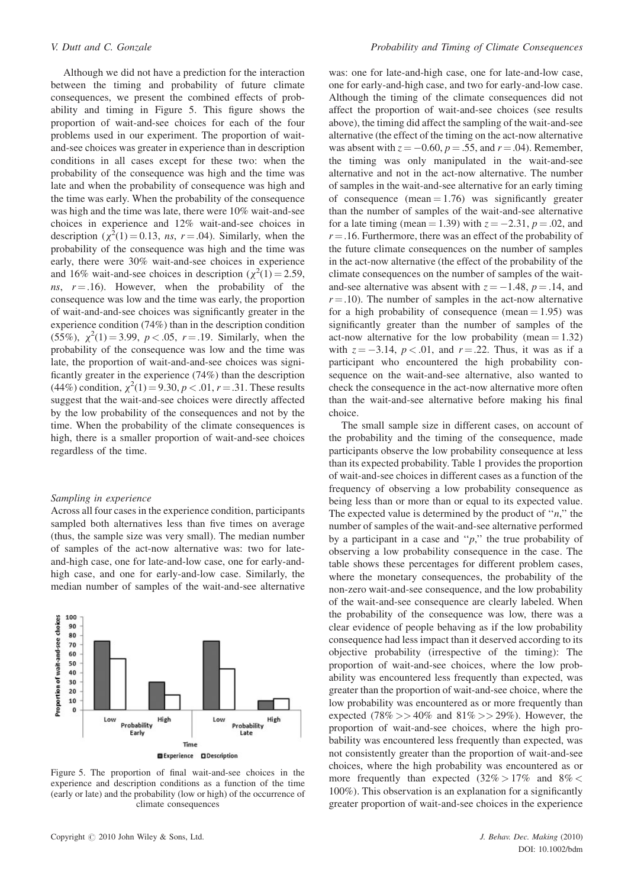Although we did not have a prediction for the interaction between the timing and probability of future climate consequences, we present the combined effects of probability and timing in Figure 5. This figure shows the proportion of wait-and-see choices for each of the four problems used in our experiment. The proportion of wait-and-see choices was greater in experience than in description conditions in all cases except for these two: when the probability of the consequence was high and the time was late and when the probability of consequence was high and the time was early. When the probability of the consequence was high and the time was late, there were 10% wait-and-see choices in experience and 12% wait-and-see choices in description ($\chi^2(1) = 0.13$, *ns*, $r = .04$). Similarly, when the probability of the consequence was high and the time was early, there were 30% wait-and-see choices in experience and 16% wait-and-see choices in description ($\chi^2(1) = 2.59$, *ns*, $r = .16$). However, when the probability of the consequence was low and the time was early, the proportion of wait-and-and-see choices was significantly greater in the experience condition (74%) than in the description condition (55%), $\chi^2(1) = 3.99$, $p < .05$, $r = .19$. Similarly, when the probability of the consequence was low and the time was late, the proportion of wait-and-and-see choices was significantly greater in the experience (74%) than the description (44%) condition, $\chi^2(1) = 9.30$, $p < .01$, $r = .31$. These results suggest that the wait-and-see choices were directly affected by the low probability of the consequences and not by the time. When the probability of the climate consequences is high, there is a smaller proportion of wait-and-see choices regardless of the time.

### *Sampling in experience*

Across all four cases in the experience condition, participants sampled both alternatives less than five times on average (thus, the sample size was very small). The median number of samples of the act-now alternative was: two for late-and-high case, one for late-and-low case, one for early-and-high case, and one for early-and-low case. Similarly, the median number of samples of the wait-and-see alternative was: one for late-and-high case, one for late-and-low case, one for early-and-high case, and two for early-and-low case. Although the timing of the climate consequences did not affect the proportion of wait-and-see choices (see results above), the timing did affect the sampling of the wait-and-see alternative (the effect of the timing on the act-now alternative was absent with $z = -0.60$, $p = .55$, and $r = .04$). Remember, the timing was only manipulated in the wait-and-see alternative and not in the act-now alternative. The number of samples in the wait-and-see alternative for an early timing of consequence (mean = 1.76) was significantly greater than the number of samples of the wait-and-see alternative for a late timing (mean = 1.39) with $z = -2.31$, $p = .02$, and $r = .16$. Furthermore, there was an effect of the probability of the future climate consequences on the number of samples in the act-now alternative (the effect of the probability of the climate consequences on the number of samples of the wait-and-see alternative was absent with $z = -1.48$, $p = .14$, and $r = .10$). The number of samples in the act-now alternative for a high probability of consequence (mean = 1.95) was significantly greater than the number of samples of the act-now alternative for the low probability (mean = 1.32) with $z = -3.14$, $p < .01$, and $r = .22$. Thus, it was as if a participant who encountered the high probability consequence on the wait-and-see alternative, also wanted to check the consequence in the act-now alternative more often than the wait-and-see alternative before making his final choice.

The small sample size in different cases, on account of the probability and the timing of the consequence, made participants observe the low probability consequence at less than its expected probability. Table 1 provides the proportion of wait-and-see choices in different cases as a function of the frequency of observing a low probability consequence as being less than or more than or equal to its expected value. The expected value is determined by the product of "$n$," the number of samples of the wait-and-see alternative performed by a participant in a case and "$p$," the true probability of observing a low probability consequence in the case. The table shows these percentages for different problem cases, where the monetary consequences, the probability of the non-zero wait-and-see consequence, and the low probability of the wait-and-see consequence are clearly labeled. When the probability of the consequence was low, there was a clear evidence of people behaving as if the low probability consequence had less impact than it deserved according to its objective probability (irrespective of the timing): The proportion of wait-and-see choices, where the low probability was encountered less frequently than expected, was greater than the proportion of wait-and-see choice, where the low probability was encountered as or more frequently than expected (78% >> 40% and 81% >> 29%). However, the proportion of wait-and-see choices, where the high probability was encountered less frequently than expected, was not consistently greater than the proportion of wait-and-see choices, where the high probability was encountered as or more frequently than expected (32% > 17% and 8% < 100%). This observation is an explanation for a significantly greater proportion of wait-and-see choices in the experience

Figure 5. The proportion of final wait-and-see choices in the experience and description conditions as a function of the time (early or late) and the probability (low or high) of the occurrence of climate consequences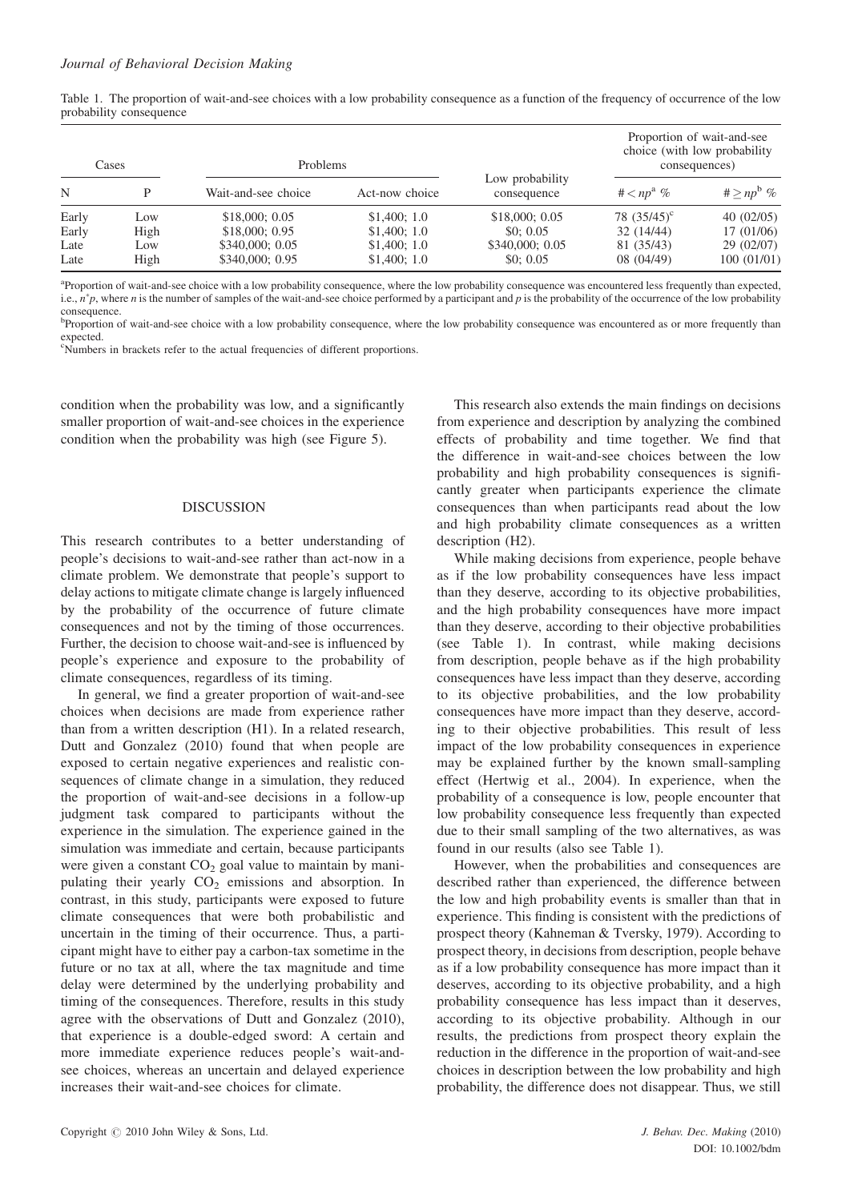Table 1. The proportion of wait-and-see choices with a low probability consequence as a function of the frequency of occurrence of the low probability consequence

| Cases | | Problems | | Low probability consequence | Proportion of wait-and-see choice (with low probability consequences) | |
|---|---|---|---|---|---|---|
| N | P | Wait-and-see choice | Act-now choice | | # < np[a] % | # ≥ np[b] % |
| Early | Low | \$18,000; 0.05 | \$1,400; 1.0 | \$18,000; 0.05 | 78 (35/45)[c] | 40 (02/05) |
| Early | High | \$18,000; 0.95 | \$1,400; 1.0 | \$0; 0.05 | 32 (14/44) | 17 (01/06) |
| Late | Low | \$340,000; 0.05 | \$1,400; 1.0 | \$340,000; 0.05 | 81 (35/43) | 29 (02/07) |
| Late | High | \$340,000; 0.95 | \$1,400; 1.0 | \$0; 0.05 | 08 (04/49) | 100 (01/01) |

[a]Proportion of wait-and-see choice with a low probability consequence, where the low probability consequence was encountered less frequently than expected, i.e., $n^*p$, where $n$ is the number of samples of the wait-and-see choice performed by a participant and $p$ is the probability of the occurrence of the low probability consequence.

[b]Proportion of wait-and-see choice with a low probability consequence, where the low probability consequence was encountered as or more frequently than expected.

[c]Numbers in brackets refer to the actual frequencies of different proportions.

condition when the probability was low, and a significantly smaller proportion of wait-and-see choices in the experience condition when the probability was high (see Figure 5).

## DISCUSSION

This research contributes to a better understanding of people's decisions to wait-and-see rather than act-now in a climate problem. We demonstrate that people's support to delay actions to mitigate climate change is largely influenced by the probability of the occurrence of future climate consequences and not by the timing of those occurrences. Further, the decision to choose wait-and-see is influenced by people's experience and exposure to the probability of climate consequences, regardless of its timing.

In general, we find a greater proportion of wait-and-see choices when decisions are made from experience rather than from a written description (H1). In a related research, Dutt and Gonzalez (2010) found that when people are exposed to certain negative experiences and realistic consequences of climate change in a simulation, they reduced the proportion of wait-and-see decisions in a follow-up judgment task compared to participants without the experience in the simulation. The experience gained in the simulation was immediate and certain, because participants were given a constant $CO_2$ goal value to maintain by manipulating their yearly $CO_2$ emissions and absorption. In contrast, in this study, participants were exposed to future climate consequences that were both probabilistic and uncertain in the timing of their occurrence. Thus, a participant might have to either pay a carbon-tax sometime in the future or no tax at all, where the tax magnitude and time delay were determined by the underlying probability and timing of the consequences. Therefore, results in this study agree with the observations of Dutt and Gonzalez (2010), that experience is a double-edged sword: A certain and more immediate experience reduces people's wait-and-see choices, whereas an uncertain and delayed experience increases their wait-and-see choices for climate.

This research also extends the main findings on decisions from experience and description by analyzing the combined effects of probability and time together. We find that the difference in wait-and-see choices between the low probability and high probability consequences is significantly greater when participants experience the climate consequences than when participants read about the low and high probability climate consequences as a written description (H2).

While making decisions from experience, people behave as if the low probability consequences have less impact than they deserve, according to its objective probabilities, and the high probability consequences have more impact than they deserve, according to their objective probabilities (see Table 1). In contrast, while making decisions from description, people behave as if the high probability consequences have less impact than they deserve, according to its objective probabilities, and the low probability consequences have more impact than they deserve, according to their objective probabilities. This result of less impact of the low probability consequences in experience may be explained further by the known small-sampling effect (Hertwig et al., 2004). In experience, when the probability of a consequence is low, people encounter that low probability consequence less frequently than expected due to their small sampling of the two alternatives, as was found in our results (also see Table 1).

However, when the probabilities and consequences are described rather than experienced, the difference between the low and high probability events is smaller than that in experience. This finding is consistent with the predictions of prospect theory (Kahneman & Tversky, 1979). According to prospect theory, in decisions from description, people behave as if a low probability consequence has more impact than it deserves, according to its objective probability, and a high probability consequence has less impact than it deserves, according to its objective probability. Although in our results, the predictions from prospect theory explain the reduction in the difference in the proportion of wait-and-see choices in description between the low probability and high probability, the difference does not disappear. Thus, we still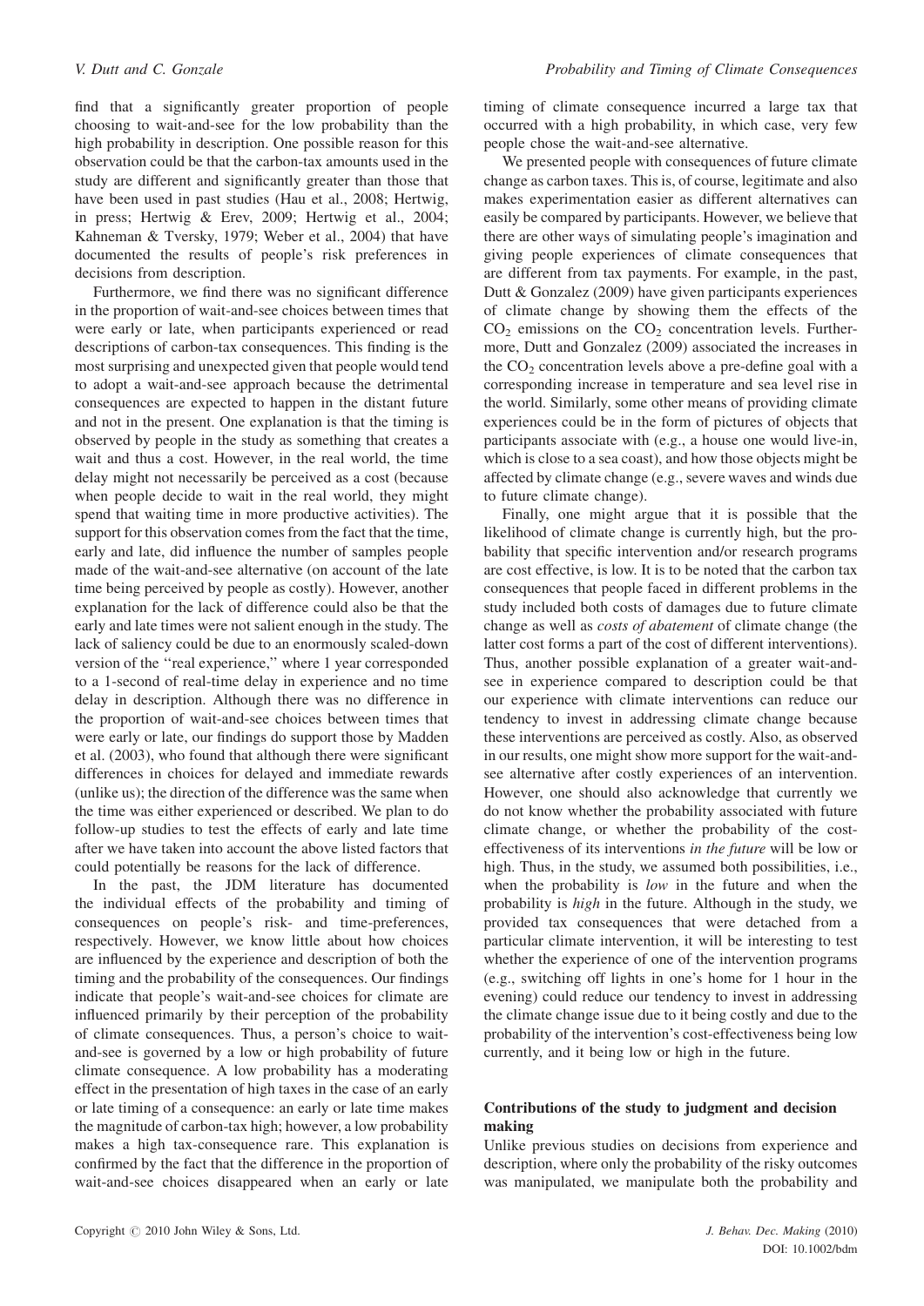find that a significantly greater proportion of people choosing to wait-and-see for the low probability than the high probability in description. One possible reason for this observation could be that the carbon-tax amounts used in the study are different and significantly greater than those that have been used in past studies (Hau et al., 2008; Hertwig, in press; Hertwig & Erev, 2009; Hertwig et al., 2004; Kahneman & Tversky, 1979; Weber et al., 2004) that have documented the results of people's risk preferences in decisions from description.

Furthermore, we find there was no significant difference in the proportion of wait-and-see choices between times that were early or late, when participants experienced or read descriptions of carbon-tax consequences. This finding is the most surprising and unexpected given that people would tend to adopt a wait-and-see approach because the detrimental consequences are expected to happen in the distant future and not in the present. One explanation is that the timing is observed by people in the study as something that creates a wait and thus a cost. However, in the real world, the time delay might not necessarily be perceived as a cost (because when people decide to wait in the real world, they might spend that waiting time in more productive activities). The support for this observation comes from the fact that the time, early and late, did influence the number of samples people made of the wait-and-see alternative (on account of the late time being perceived by people as costly). However, another explanation for the lack of difference could also be that the early and late times were not salient enough in the study. The lack of saliency could be due to an enormously scaled-down version of the "real experience," where 1 year corresponded to a 1-second of real-time delay in experience and no time delay in description. Although there was no difference in the proportion of wait-and-see choices between times that were early or late, our findings do support those by Madden et al. (2003), who found that although there were significant differences in choices for delayed and immediate rewards (unlike us); the direction of the difference was the same when the time was either experienced or described. We plan to do follow-up studies to test the effects of early and late time after we have taken into account the above listed factors that could potentially be reasons for the lack of difference.

In the past, the JDM literature has documented the individual effects of the probability and timing of consequences on people's risk- and time-preferences, respectively. However, we know little about how choices are influenced by the experience and description of both the timing and the probability of the consequences. Our findings indicate that people's wait-and-see choices for climate are influenced primarily by their perception of the probability of climate consequences. Thus, a person's choice to wait-and-see is governed by a low or high probability of future climate consequence. A low probability has a moderating effect in the presentation of high taxes in the case of an early or late timing of a consequence: an early or late time makes the magnitude of carbon-tax high; however, a low probability makes a high tax-consequence rare. This explanation is confirmed by the fact that the difference in the proportion of wait-and-see choices disappeared when an early or late timing of climate consequence incurred a large tax that occurred with a high probability, in which case, very few people chose the wait-and-see alternative.

We presented people with consequences of future climate change as carbon taxes. This is, of course, legitimate and also makes experimentation easier as different alternatives can easily be compared by participants. However, we believe that there are other ways of simulating people's imagination and giving people experiences of climate consequences that are different from tax payments. For example, in the past, Dutt & Gonzalez (2009) have given participants experiences of climate change by showing them the effects of the $CO_2$ emissions on the $CO_2$ concentration levels. Furthermore, Dutt and Gonzalez (2009) associated the increases in the $CO_2$ concentration levels above a pre-define goal with a corresponding increase in temperature and sea level rise in the world. Similarly, some other means of providing climate experiences could be in the form of pictures of objects that participants associate with (e.g., a house one would live-in, which is close to a sea coast), and how those objects might be affected by climate change (e.g., severe waves and winds due to future climate change).

Finally, one might argue that it is possible that the likelihood of climate change is currently high, but the probability that specific intervention and/or research programs are cost effective, is low. It is to be noted that the carbon tax consequences that people faced in different problems in the study included both costs of damages due to future climate change as well as *costs of abatement* of climate change (the latter cost forms a part of the cost of different interventions). Thus, another possible explanation of a greater wait-and-see in experience compared to description could be that our experience with climate interventions can reduce our tendency to invest in addressing climate change because these interventions are perceived as costly. Also, as observed in our results, one might show more support for the wait-and-see alternative after costly experiences of an intervention. However, one should also acknowledge that currently we do not know whether the probability associated with future climate change, or whether the probability of the cost-effectiveness of its interventions *in the future* will be low or high. Thus, in the study, we assumed both possibilities, i.e., when the probability is *low* in the future and when the probability is *high* in the future. Although in the study, we provided tax consequences that were detached from a particular climate intervention, it will be interesting to test whether the experience of one of the intervention programs (e.g., switching off lights in one's home for 1 hour in the evening) could reduce our tendency to invest in addressing the climate change issue due to it being costly and due to the probability of the intervention's cost-effectiveness being low currently, and it being low or high in the future.

### Contributions of the study to judgment and decision making

Unlike previous studies on decisions from experience and description, where only the probability of the risky outcomes was manipulated, we manipulate both the probability and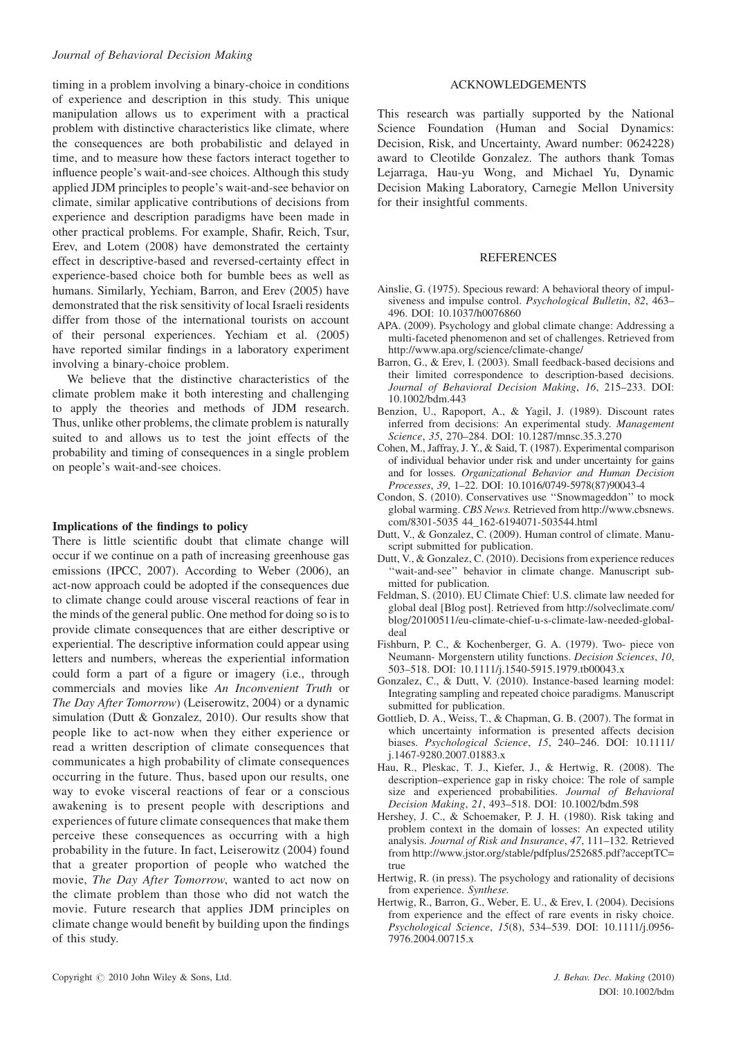timing in a problem involving a binary-choice in conditions of experience and description in this study. This unique manipulation allows us to experiment with a practical problem with distinctive characteristics like climate, where the consequences are both probabilistic and delayed in time, and to measure how these factors interact together to influence people's wait-and-see choices. Although this study applied JDM principles to people's wait-and-see behavior on climate, similar applicative contributions of decisions from experience and description paradigms have been made in other practical problems. For example, Shafir, Reich, Tsur, Erev, and Lotem (2008) have demonstrated the certainty effect in descriptive-based and reversed-certainty effect in experience-based choice both for bumble bees as well as humans. Similarly, Yechiam, Barron, and Erev (2005) have demonstrated that the risk sensitivity of local Israeli residents differ from those of the international tourists on account of their personal experiences. Yechiam et al. (2005) have reported similar findings in a laboratory experiment involving a binary-choice problem.

We believe that the distinctive characteristics of the climate problem make it both interesting and challenging to apply the theories and methods of JDM research. Thus, unlike other problems, the climate problem is naturally suited to and allows us to test the joint effects of the probability and timing of consequences in a single problem on people's wait-and-see choices.

### Implications of the findings to policy

There is little scientific doubt that climate change will occur if we continue on a path of increasing greenhouse gas emissions (IPCC, 2007). According to Weber (2006), an act-now approach could be adopted if the consequences due to climate change could arouse visceral reactions of fear in the minds of the general public. One method for doing so is to provide climate consequences that are either descriptive or experiential. The descriptive information could appear using letters and numbers, whereas the experiential information could form a part of a figure or imagery (i.e., through commercials and movies like *An Inconvenient Truth* or *The Day After Tomorrow*) (Leiserowitz, 2004) or a dynamic simulation (Dutt & Gonzalez, 2010). Our results show that people like to act-now when they either experience or read a written description of climate consequences that communicates a high probability of climate consequences occurring in the future. Thus, based upon our results, one way to evoke visceral reactions of fear or a conscious awakening is to present people with descriptions and experiences of future climate consequences that make them perceive these consequences as occurring with a high probability in the future. In fact, Leiserowitz (2004) found that a greater proportion of people who watched the movie, *The Day After Tomorrow*, wanted to act now on the climate problem than those who did not watch the movie. Future research that applies JDM principles on climate change would benefit by building upon the findings of this study.

## ACKNOWLEDGEMENTS

This research was partially supported by the National Science Foundation (Human and Social Dynamics: Decision, Risk, and Uncertainty, Award number: 0624228) award to Cleotilde Gonzalez. The authors thank Tomas Lejarraga, Hau-yu Wong, and Michael Yu, Dynamic Decision Making Laboratory, Carnegie Mellon University for their insightful comments.

## REFERENCES

Ainslie, G. (1975). Specious reward: A behavioral theory of impulsiveness and impulse control. *Psychological Bulletin*, *82*, 463–496. DOI: 10.1037/h0076860

APA. (2009). Psychology and global climate change: Addressing a multi-faceted phenomenon and set of challenges. Retrieved from http://www.apa.org/science/climate-change/

Barron, G., & Erev, I. (2003). Small feedback-based decisions and their limited correspondence to description-based decisions. *Journal of Behavioral Decision Making*, *16*, 215–233. DOI: 10.1002/bdm.443

Benzion, U., Rapoport, A., & Yagil, J. (1989). Discount rates inferred from decisions: An experimental study. *Management Science*, *35*, 270–284. DOI: 10.1287/mnsc.35.3.270

Cohen, M., Jaffray, J. Y., & Said, T. (1987). Experimental comparison of individual behavior under risk and under uncertainty for gains and for losses. *Organizational Behavior and Human Decision Processes*, *39*, 1–22. DOI: 10.1016/0749-5978(87)90043-4

Condon, S. (2010). Conservatives use "Snowmageddon" to mock global warming. *CBS News*. Retrieved from http://www.cbsnews.com/8301-5035 44_162-6194071-503544.html

Dutt, V., & Gonzalez, C. (2009). Human control of climate. Manuscript submitted for publication.

Dutt, V., & Gonzalez, C. (2010). Decisions from experience reduces "wait-and-see" behavior in climate change. Manuscript submitted for publication.

Feldman, S. (2010). EU Climate Chief: U.S. climate law needed for global deal [Blog post]. Retrieved from http://solveclimate.com/blog/20100511/eu-climate-chief-u-s-climate-law-needed-global-deal

Fishburn, P. C., & Kochenberger, G. A. (1979). Two- piece von Neumann- Morgenstern utility functions. *Decision Sciences*, *10*, 503–518. DOI: 10.1111/j.1540-5915.1979.tb00043.x

Gonzalez, C., & Dutt, V. (2010). Instance-based learning model: Integrating sampling and repeated choice paradigms. Manuscript submitted for publication.

Gottlieb, D. A., Weiss, T., & Chapman, G. B. (2007). The format in which uncertainty information is presented affects decision biases. *Psychological Science*, *15*, 240–246. DOI: 10.1111/j.1467-9280.2007.01883.x

Hau, R., Pleskac, T. J., Kiefer, J., & Hertwig, R. (2008). The description–experience gap in risky choice: The role of sample size and experienced probabilities. *Journal of Behavioral Decision Making*, *21*, 493–518. DOI: 10.1002/bdm.598

Hershey, J. C., & Schoemaker, P. J. H. (1980). Risk taking and problem context in the domain of losses: An expected utility analysis. *Journal of Risk and Insurance*, *47*, 111–132. Retrieved from http://www.jstor.org/stable/pdfplus/252685.pdf?acceptTC=true

Hertwig, R. (in press). The psychology and rationality of decisions from experience. *Synthese*.

Hertwig, R., Barron, G., Weber, E. U., & Erev, I. (2004). Decisions from experience and the effect of rare events in risky choice. *Psychological Science*, *15*(8), 534–539. DOI: 10.1111/j.0956-7976.2004.00715.x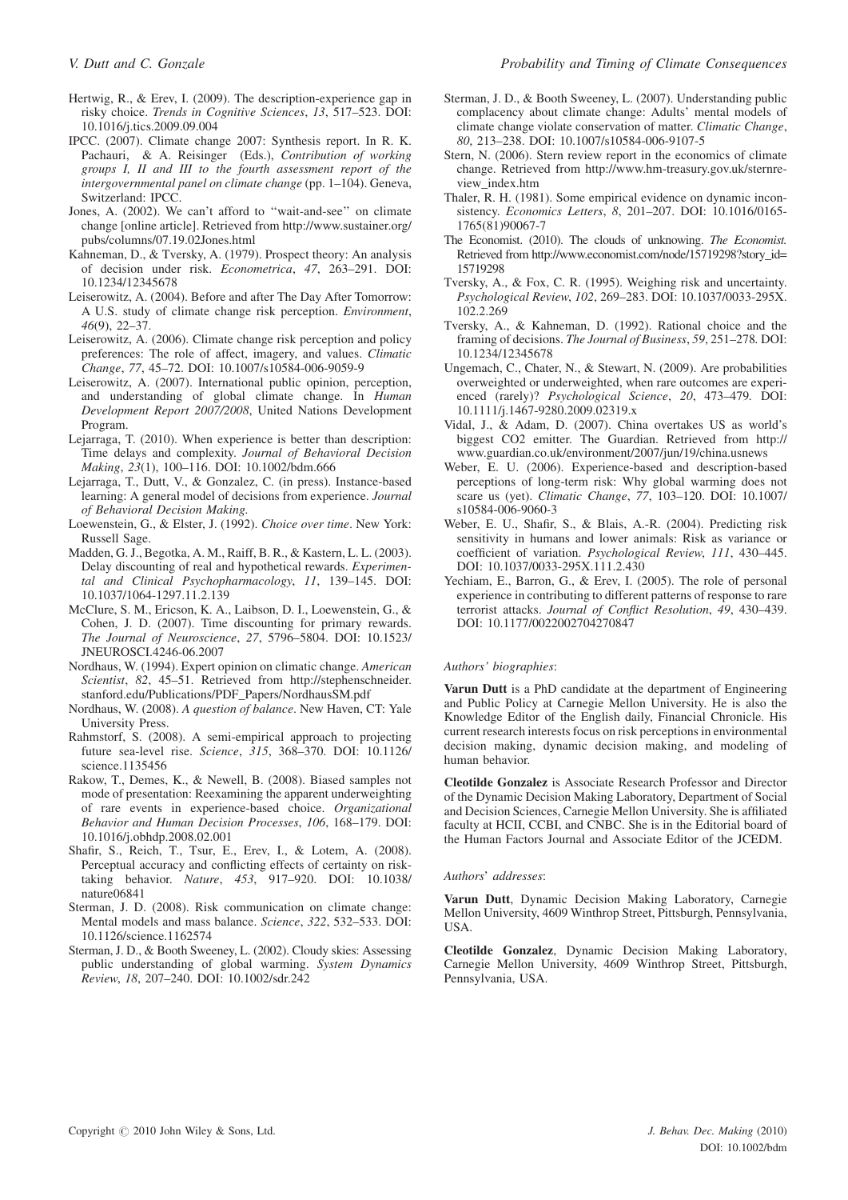Hertwig, R., & Erev, I. (2009). The description-experience gap in risky choice. *Trends in Cognitive Sciences*, *13*, 517–523. DOI: 10.1016/j.tics.2009.09.004

IPCC. (2007). Climate change 2007: Synthesis report. In R. K. Pachauri, & A. Reisinger (Eds.), *Contribution of working groups I, II and III to the fourth assessment report of the intergovernmental panel on climate change* (pp. 1–104). Geneva, Switzerland: IPCC.

Jones, A. (2002). We can't afford to ''wait-and-see'' on climate change [online article]. Retrieved from http://www.sustainer.org/pubs/columns/07.19.02Jones.html

Kahneman, D., & Tversky, A. (1979). Prospect theory: An analysis of decision under risk. *Econometrica*, *47*, 263–291. DOI: 10.1234/12345678

Leiserowitz, A. (2004). Before and after The Day After Tomorrow: A U.S. study of climate change risk perception. *Environment*, *46*(9), 22–37.

Leiserowitz, A. (2006). Climate change risk perception and policy preferences: The role of affect, imagery, and values. *Climatic Change*, *77*, 45–72. DOI: 10.1007/s10584-006-9059-9

Leiserowitz, A. (2007). International public opinion, perception, and understanding of global climate change. In *Human Development Report 2007/2008*, United Nations Development Program.

Lejarraga, T. (2010). When experience is better than description: Time delays and complexity. *Journal of Behavioral Decision Making*, *23*(1), 100–116. DOI: 10.1002/bdm.666

Lejarraga, T., Dutt, V., & Gonzalez, C. (in press). Instance-based learning: A general model of decisions from experience. *Journal of Behavioral Decision Making.*

Loewenstein, G., & Elster, J. (1992). *Choice over time*. New York: Russell Sage.

Madden, G. J., Begotka, A. M., Raiff, B. R., & Kastern, L. L. (2003). Delay discounting of real and hypothetical rewards. *Experimental and Clinical Psychopharmacology*, *11*, 139–145. DOI: 10.1037/1064-1297.11.2.139

McClure, S. M., Ericson, K. A., Laibson, D. I., Loewenstein, G., & Cohen, J. D. (2007). Time discounting for primary rewards. *The Journal of Neuroscience*, *27*, 5796–5804. DOI: 10.1523/JNEUROSCI.4246-06.2007

Nordhaus, W. (1994). Expert opinion on climatic change. *American Scientist*, *82*, 45–51. Retrieved from http://stephenschneider.stanford.edu/Publications/PDF_Papers/NordhausSM.pdf

Nordhaus, W. (2008). *A question of balance*. New Haven, CT: Yale University Press.

Rahmstorf, S. (2008). A semi-empirical approach to projecting future sea-level rise. *Science*, *315*, 368–370. DOI: 10.1126/science.1135456

Rakow, T., Demes, K., & Newell, B. (2008). Biased samples not mode of presentation: Reexamining the apparent underweighting of rare events in experience-based choice. *Organizational Behavior and Human Decision Processes*, *106*, 168–179. DOI: 10.1016/j.obhdp.2008.02.001

Shafir, S., Reich, T., Tsur, E., Erev, I., & Lotem, A. (2008). Perceptual accuracy and conflicting effects of certainty on risk-taking behavior. *Nature*, *453*, 917–920. DOI: 10.1038/nature06841

Sterman, J. D. (2008). Risk communication on climate change: Mental models and mass balance. *Science*, *322*, 532–533. DOI: 10.1126/science.1162574

Sterman, J. D., & Booth Sweeney, L. (2002). Cloudy skies: Assessing public understanding of global warming. *System Dynamics Review*, *18*, 207–240. DOI: 10.1002/sdr.242

Sterman, J. D., & Booth Sweeney, L. (2007). Understanding public complacency about climate change: Adults' mental models of climate change violate conservation of matter. *Climatic Change*, *80*, 213–238. DOI: 10.1007/s10584-006-9107-5

Stern, N. (2006). Stern review report in the economics of climate change. Retrieved from http://www.hm-treasury.gov.uk/sternreview_index.htm

Thaler, R. H. (1981). Some empirical evidence on dynamic inconsistency. *Economics Letters*, *8*, 201–207. DOI: 10.1016/0165-1765(81)90067-7

The Economist. (2010). The clouds of unknowing. *The Economist*. Retrieved from http://www.economist.com/node/15719298?story_id=15719298

Tversky, A., & Fox, C. R. (1995). Weighing risk and uncertainty. *Psychological Review*, *102*, 269–283. DOI: 10.1037/0033-295X.102.2.269

Tversky, A., & Kahneman, D. (1992). Rational choice and the framing of decisions. *The Journal of Business*, *59*, 251–278. DOI: 10.1234/12345678

Ungemach, C., Chater, N., & Stewart, N. (2009). Are probabilities overweighted or underweighted, when rare outcomes are experienced (rarely)? *Psychological Science*, *20*, 473–479. DOI: 10.1111/j.1467-9280.2009.02319.x

Vidal, J., & Adam, D. (2007). China overtakes US as world's biggest CO2 emitter. The Guardian. Retrieved from http://www.guardian.co.uk/environment/2007/jun/19/china.usnews

Weber, E. U. (2006). Experience-based and description-based perceptions of long-term risk: Why global warming does not scare us (yet). *Climatic Change*, *77*, 103–120. DOI: 10.1007/s10584-006-9060-3

Weber, E. U., Shafir, S., & Blais, A.-R. (2004). Predicting risk sensitivity in humans and lower animals: Risk as variance or coefficient of variation. *Psychological Review*, *111*, 430–445. DOI: 10.1037/0033-295X.111.2.430

Yechiam, E., Barron, G., & Erev, I. (2005). The role of personal experience in contributing to different patterns of response to rare terrorist attacks. *Journal of Conflict Resolution*, *49*, 430–439. DOI: 10.1177/0022002704270847

*Authors' biographies*:

**Varun Dutt** is a PhD candidate at the department of Engineering and Public Policy at Carnegie Mellon University. He is also the Knowledge Editor of the English daily, Financial Chronicle. His current research interests focus on risk perceptions in environmental decision making, dynamic decision making, and modeling of human behavior.

**Cleotilde Gonzalez** is Associate Research Professor and Director of the Dynamic Decision Making Laboratory, Department of Social and Decision Sciences, Carnegie Mellon University. She is affiliated faculty at HCII, CCBI, and CNBC. She is in the Editorial board of the Human Factors Journal and Associate Editor of the JCEDM.

*Authors' addresses*:

**Varun Dutt**, Dynamic Decision Making Laboratory, Carnegie Mellon University, 4609 Winthrop Street, Pittsburgh, Pennsylvania, USA.

**Cleotilde Gonzalez**, Dynamic Decision Making Laboratory, Carnegie Mellon University, 4609 Winthrop Street, Pittsburgh, Pennsylvania, USA.